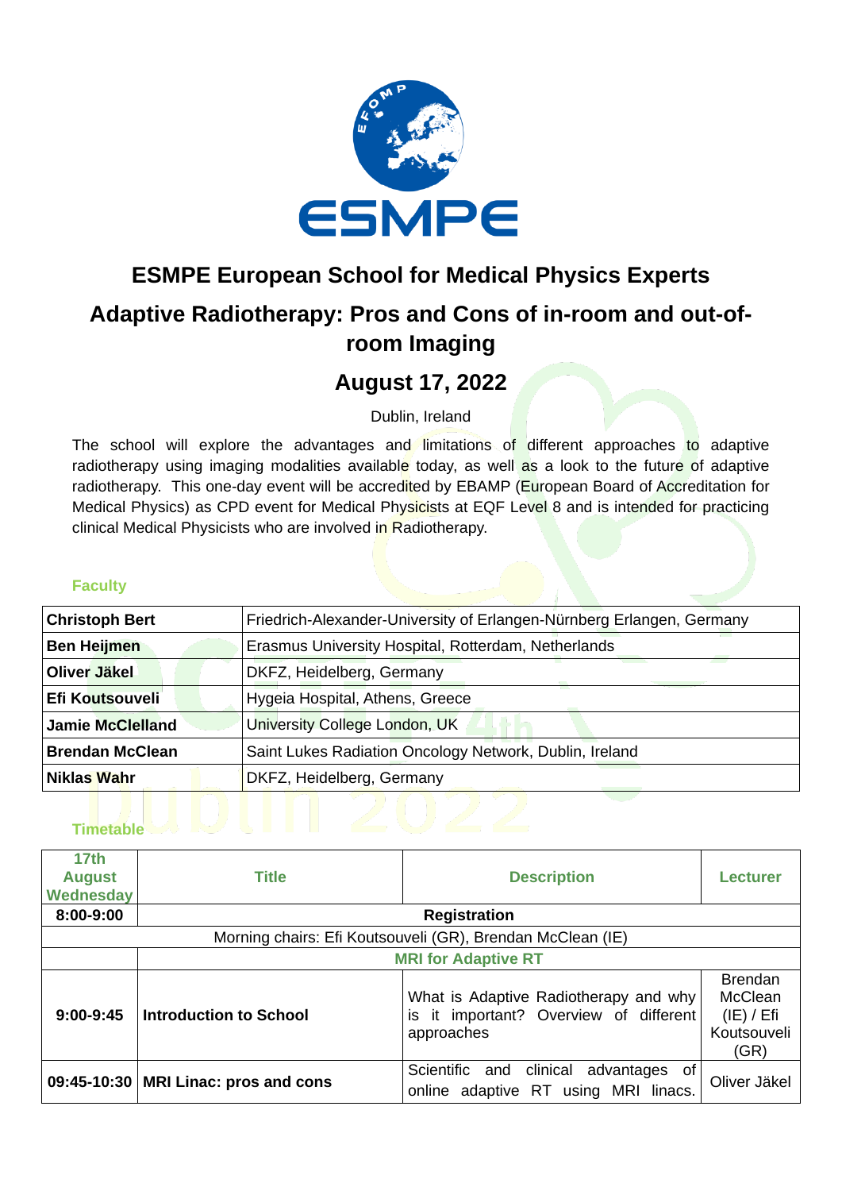ESMPE

# ESMPE European School for Medical Physics Experts

## Adaptive Radiotherapy: Pros and Cons of in-room and out-of-room Imaging

## August 17, 2022

Dublin, Ireland

The school will explore the advantages and limitations of different approaches to adaptive radiotherapy using imaging modalities available today, as well as a look to the future of adaptive radiotherapy. This one-day event will be accredited by EBAMP (European Board of Accreditation for Medical Physics) as CPD event for Medical Physicists at EQF Level 8 and is intended for practicing clinical Medical Physicists who are involved in Radiotherapy.

### Faculty

| | |
|---|---|
| **Christoph Bert** | Friedrich-Alexander-University of Erlangen-Nürnberg Erlangen, Germany |
| **Ben Heijmen** | Erasmus University Hospital, Rotterdam, Netherlands |
| **Oliver Jäkel** | DKFZ, Heidelberg, Germany |
| **Efi Koutsouveli** | Hygeia Hospital, Athens, Greece |
| **Jamie McClelland** | University College London, UK |
| **Brendan McClean** | Saint Lukes Radiation Oncology Network, Dublin, Ireland |
| **Niklas Wahr** | DKFZ, Heidelberg, Germany |

### Timetable

| 17th August Wednesday | Title | Description | Lecturer |
|---|---|---|---|
| **8:00-9:00** | **Registration** | | |
| Morning chairs: Efi Koutsouveli (GR), Brendan McClean (IE) | | | |
| | **MRI for Adaptive RT** | | |
| **9:00-9:45** | **Introduction to School** | What is Adaptive Radiotherapy and why is it important? Overview of different approaches | Brendan McClean (IE) / Efi Koutsouveli (GR) |
| **09:45-10:30** | **MRI Linac: pros and cons** | Scientific and clinical advantages of online adaptive RT using MRI linacs. | Oliver Jäkel |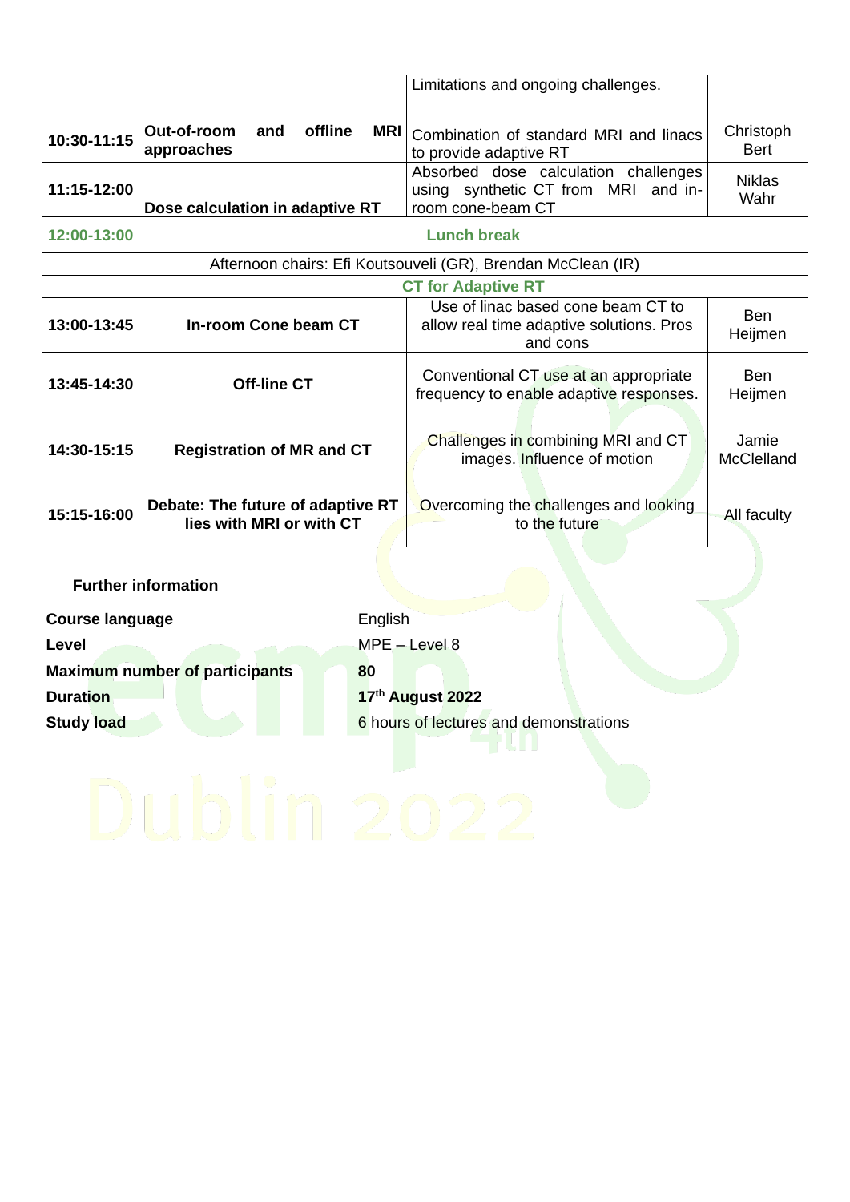| | | | |
|---|---|---|---|
| | | Limitations and ongoing challenges. | |
| **10:30-11:15** | **Out-of-room and offline MRI approaches** | Combination of standard MRI and linacs to provide adaptive RT | Christoph Bert |
| **11:15-12:00** | **Dose calculation in adaptive RT** | Absorbed dose calculation challenges using synthetic CT from MRI and in-room cone-beam CT | Niklas Wahr |
| **12:00-13:00** | **Lunch break** | | |
| Afternoon chairs: Efi Koutsouveli (GR), Brendan McClean (IR) | | | |
| | **CT for Adaptive RT** | | |
| **13:00-13:45** | **In-room Cone beam CT** | Use of linac based cone beam CT to allow real time adaptive solutions. Pros and cons | Ben Heijmen |
| **13:45-14:30** | **Off-line CT** | Conventional CT use at an appropriate frequency to enable adaptive responses. | Ben Heijmen |
| **14:30-15:15** | **Registration of MR and CT** | Challenges in combining MRI and CT images. Influence of motion | Jamie McClelland |
| **15:15-16:00** | **Debate: The future of adaptive RT lies with MRI or with CT** | Overcoming the challenges and looking to the future | All faculty |

**Further information**

| | |
|---|---|
| **Course language** | English |
| **Level** | MPE – Level 8 |
| **Maximum number of participants** | **80** |
| **Duration** | **17th August 2022** |
| **Study load** | 6 hours of lectures and demonstrations |